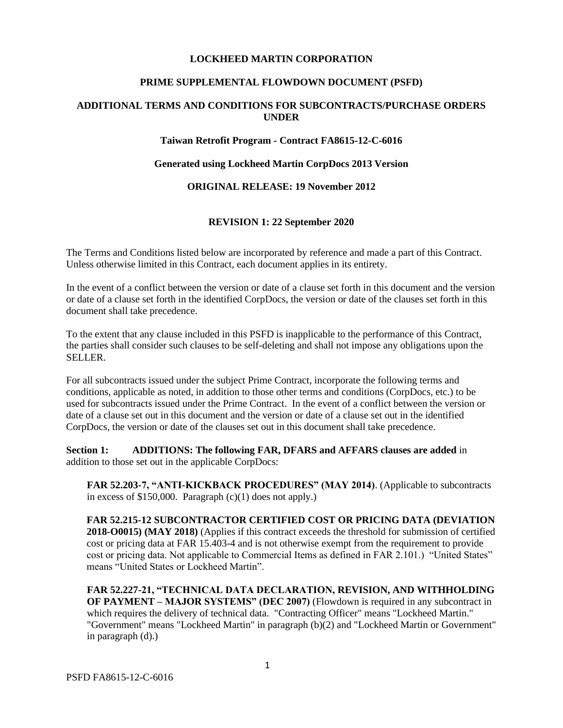# LOCKHEED MARTIN CORPORATION

## PRIME SUPPLEMENTAL FLOWDOWN DOCUMENT (PSFD)

## ADDITIONAL TERMS AND CONDITIONS FOR SUBCONTRACTS/PURCHASE ORDERS UNDER

### Taiwan Retrofit Program - Contract FA8615-12-C-6016

### Generated using Lockheed Martin CorpDocs 2013 Version

### ORIGINAL RELEASE: 19 November 2012

### REVISION 1: 22 September 2020

The Terms and Conditions listed below are incorporated by reference and made a part of this Contract. Unless otherwise limited in this Contract, each document applies in its entirety.

In the event of a conflict between the version or date of a clause set forth in this document and the version or date of a clause set forth in the identified CorpDocs, the version or date of the clauses set forth in this document shall take precedence.

To the extent that any clause included in this PSFD is inapplicable to the performance of this Contract, the parties shall consider such clauses to be self-deleting and shall not impose any obligations upon the SELLER.

For all subcontracts issued under the subject Prime Contract, incorporate the following terms and conditions, applicable as noted, in addition to those other terms and conditions (CorpDocs, etc.) to be used for subcontracts issued under the Prime Contract. In the event of a conflict between the version or date of a clause set out in this document and the version or date of a clause set out in the identified CorpDocs, the version or date of the clauses set out in this document shall take precedence.

**Section 1: ADDITIONS: The following FAR, DFARS and AFFARS clauses are added** in addition to those set out in the applicable CorpDocs:

**FAR 52.203-7, "ANTI-KICKBACK PROCEDURES" (MAY 2014)**. (Applicable to subcontracts in excess of $150,000. Paragraph (c)(1) does not apply.)

**FAR 52.215-12 SUBCONTRACTOR CERTIFIED COST OR PRICING DATA (DEVIATION 2018-O0015) (MAY 2018)** (Applies if this contract exceeds the threshold for submission of certified cost or pricing data at FAR 15.403-4 and is not otherwise exempt from the requirement to provide cost or pricing data. Not applicable to Commercial Items as defined in FAR 2.101.) "United States" means "United States or Lockheed Martin".

**FAR 52.227-21, "TECHNICAL DATA DECLARATION, REVISION, AND WITHHOLDING OF PAYMENT – MAJOR SYSTEMS" (DEC 2007)** (Flowdown is required in any subcontract in which requires the delivery of technical data. "Contracting Officer" means "Lockheed Martin." "Government" means "Lockheed Martin" in paragraph (b)(2) and "Lockheed Martin or Government" in paragraph (d).)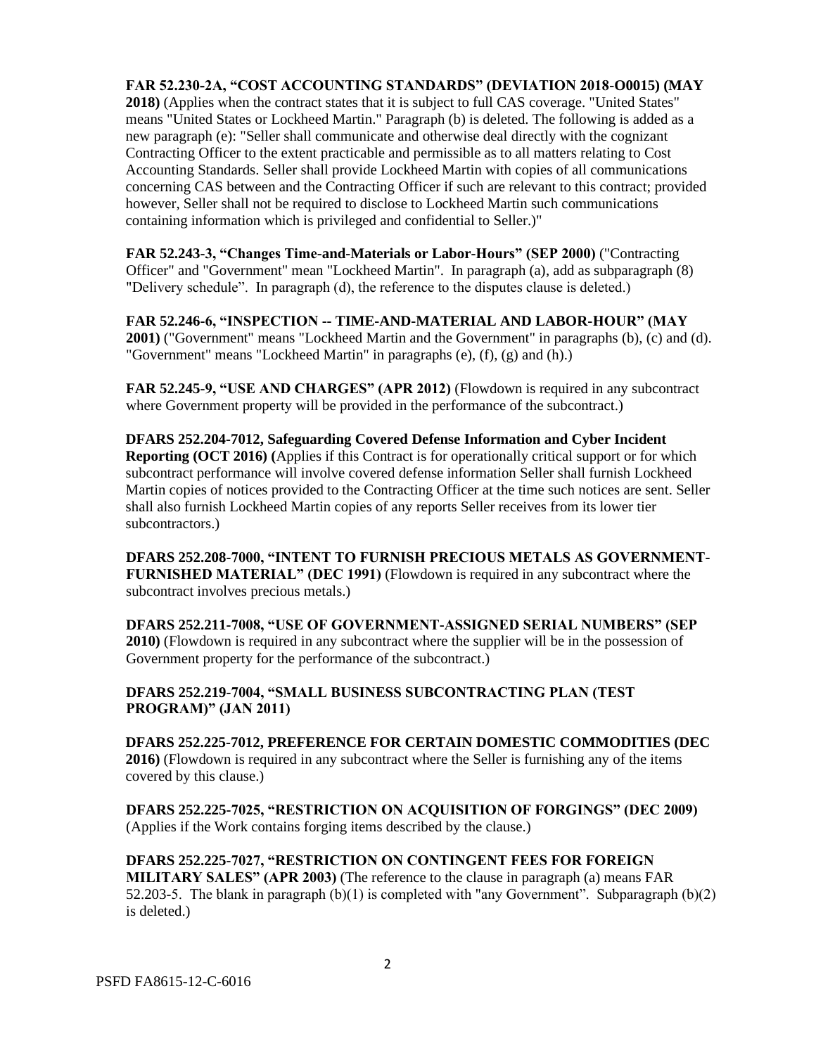**FAR 52.230-2A, "COST ACCOUNTING STANDARDS" (DEVIATION 2018-O0015) (MAY 2018)** (Applies when the contract states that it is subject to full CAS coverage. "United States" means "United States or Lockheed Martin." Paragraph (b) is deleted. The following is added as a new paragraph (e): "Seller shall communicate and otherwise deal directly with the cognizant Contracting Officer to the extent practicable and permissible as to all matters relating to Cost Accounting Standards. Seller shall provide Lockheed Martin with copies of all communications concerning CAS between and the Contracting Officer if such are relevant to this contract; provided however, Seller shall not be required to disclose to Lockheed Martin such communications containing information which is privileged and confidential to Seller.)"

**FAR 52.243-3, "Changes Time-and-Materials or Labor-Hours" (SEP 2000)** ("Contracting Officer" and "Government" mean "Lockheed Martin". In paragraph (a), add as subparagraph (8) "Delivery schedule". In paragraph (d), the reference to the disputes clause is deleted.)

**FAR 52.246-6, "INSPECTION -- TIME-AND-MATERIAL AND LABOR-HOUR" (MAY 2001)** ("Government" means "Lockheed Martin and the Government" in paragraphs (b), (c) and (d). "Government" means "Lockheed Martin" in paragraphs (e), (f), (g) and (h).)

**FAR 52.245-9, "USE AND CHARGES" (APR 2012)** (Flowdown is required in any subcontract where Government property will be provided in the performance of the subcontract.)

**DFARS 252.204-7012, Safeguarding Covered Defense Information and Cyber Incident Reporting (OCT 2016) (**Applies if this Contract is for operationally critical support or for which subcontract performance will involve covered defense information Seller shall furnish Lockheed Martin copies of notices provided to the Contracting Officer at the time such notices are sent. Seller shall also furnish Lockheed Martin copies of any reports Seller receives from its lower tier subcontractors.)

**DFARS 252.208-7000, "INTENT TO FURNISH PRECIOUS METALS AS GOVERNMENT-FURNISHED MATERIAL" (DEC 1991)** (Flowdown is required in any subcontract where the subcontract involves precious metals.)

**DFARS 252.211-7008, "USE OF GOVERNMENT-ASSIGNED SERIAL NUMBERS" (SEP 2010)** (Flowdown is required in any subcontract where the supplier will be in the possession of Government property for the performance of the subcontract.)

**DFARS 252.219-7004, "SMALL BUSINESS SUBCONTRACTING PLAN (TEST PROGRAM)" (JAN 2011)**

**DFARS 252.225-7012, PREFERENCE FOR CERTAIN DOMESTIC COMMODITIES (DEC 2016)** (Flowdown is required in any subcontract where the Seller is furnishing any of the items covered by this clause.)

**DFARS 252.225-7025, "RESTRICTION ON ACQUISITION OF FORGINGS" (DEC 2009)** (Applies if the Work contains forging items described by the clause.)

**DFARS 252.225-7027, "RESTRICTION ON CONTINGENT FEES FOR FOREIGN MILITARY SALES" (APR 2003)** (The reference to the clause in paragraph (a) means FAR 52.203-5. The blank in paragraph (b)(1) is completed with "any Government". Subparagraph (b)(2) is deleted.)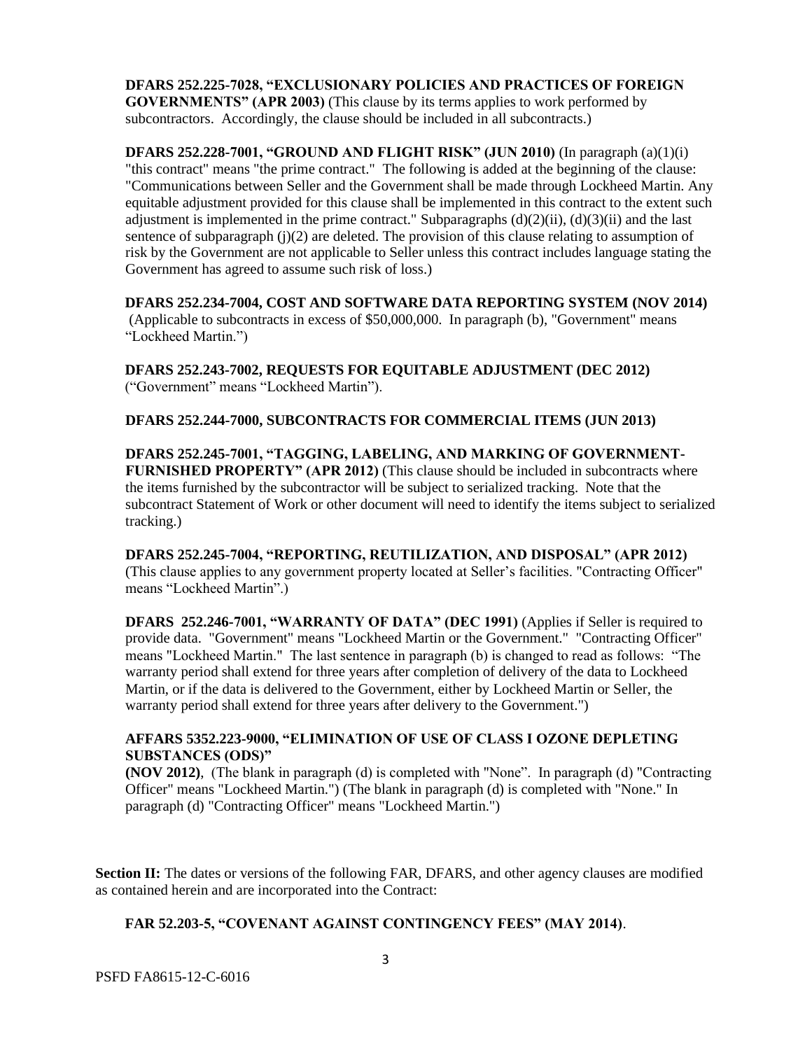**DFARS 252.225-7028, "EXCLUSIONARY POLICIES AND PRACTICES OF FOREIGN GOVERNMENTS" (APR 2003)** (This clause by its terms applies to work performed by subcontractors. Accordingly, the clause should be included in all subcontracts.)

**DFARS 252.228-7001, "GROUND AND FLIGHT RISK" (JUN 2010)** (In paragraph (a)(1)(i) "this contract" means "the prime contract." The following is added at the beginning of the clause: "Communications between Seller and the Government shall be made through Lockheed Martin. Any equitable adjustment provided for this clause shall be implemented in this contract to the extent such adjustment is implemented in the prime contract." Subparagraphs (d)(2)(ii), (d)(3)(ii) and the last sentence of subparagraph (j)(2) are deleted. The provision of this clause relating to assumption of risk by the Government are not applicable to Seller unless this contract includes language stating the Government has agreed to assume such risk of loss.)

**DFARS 252.234-7004, COST AND SOFTWARE DATA REPORTING SYSTEM (NOV 2014)** (Applicable to subcontracts in excess of $50,000,000. In paragraph (b), "Government" means "Lockheed Martin.")

**DFARS 252.243-7002, REQUESTS FOR EQUITABLE ADJUSTMENT (DEC 2012)** ("Government" means "Lockheed Martin").

**DFARS 252.244-7000, SUBCONTRACTS FOR COMMERCIAL ITEMS (JUN 2013)**

**DFARS 252.245-7001, "TAGGING, LABELING, AND MARKING OF GOVERNMENT-FURNISHED PROPERTY" (APR 2012)** (This clause should be included in subcontracts where the items furnished by the subcontractor will be subject to serialized tracking. Note that the subcontract Statement of Work or other document will need to identify the items subject to serialized tracking.)

**DFARS 252.245-7004, "REPORTING, REUTILIZATION, AND DISPOSAL" (APR 2012)** (This clause applies to any government property located at Seller's facilities. "Contracting Officer" means "Lockheed Martin".)

**DFARS 252.246-7001, "WARRANTY OF DATA" (DEC 1991)** (Applies if Seller is required to provide data. "Government" means "Lockheed Martin or the Government." "Contracting Officer" means "Lockheed Martin." The last sentence in paragraph (b) is changed to read as follows: "The warranty period shall extend for three years after completion of delivery of the data to Lockheed Martin, or if the data is delivered to the Government, either by Lockheed Martin or Seller, the warranty period shall extend for three years after delivery to the Government.")

**AFFARS 5352.223-9000, "ELIMINATION OF USE OF CLASS I OZONE DEPLETING SUBSTANCES (ODS)" (NOV 2012)**, (The blank in paragraph (d) is completed with "None". In paragraph (d) "Contracting Officer" means "Lockheed Martin.") (The blank in paragraph (d) is completed with "None." In paragraph (d) "Contracting Officer" means "Lockheed Martin.")

**Section II:** The dates or versions of the following FAR, DFARS, and other agency clauses are modified as contained herein and are incorporated into the Contract:

**FAR 52.203-5, "COVENANT AGAINST CONTINGENCY FEES" (MAY 2014)**.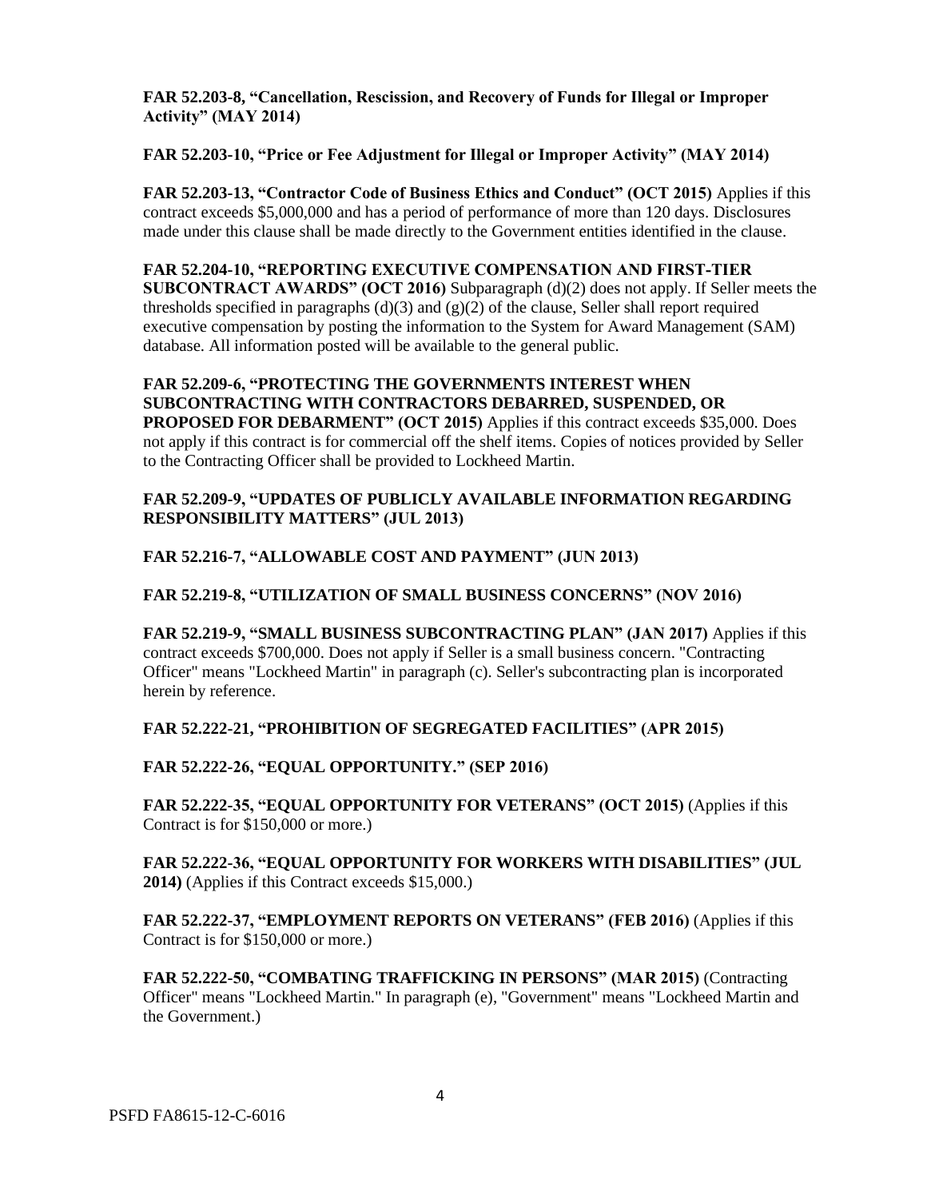**FAR 52.203-8, “Cancellation, Rescission, and Recovery of Funds for Illegal or Improper Activity” (MAY 2014)**

**FAR 52.203-10, “Price or Fee Adjustment for Illegal or Improper Activity” (MAY 2014)**

**FAR 52.203-13, “Contractor Code of Business Ethics and Conduct” (OCT 2015)** Applies if this contract exceeds $5,000,000 and has a period of performance of more than 120 days. Disclosures made under this clause shall be made directly to the Government entities identified in the clause.

**FAR 52.204-10, “REPORTING EXECUTIVE COMPENSATION AND FIRST-TIER SUBCONTRACT AWARDS” (OCT 2016)** Subparagraph (d)(2) does not apply. If Seller meets the thresholds specified in paragraphs (d)(3) and (g)(2) of the clause, Seller shall report required executive compensation by posting the information to the System for Award Management (SAM) database. All information posted will be available to the general public.

**FAR 52.209-6, “PROTECTING THE GOVERNMENTS INTEREST WHEN SUBCONTRACTING WITH CONTRACTORS DEBARRED, SUSPENDED, OR PROPOSED FOR DEBARMENT” (OCT 2015)** Applies if this contract exceeds $35,000. Does not apply if this contract is for commercial off the shelf items. Copies of notices provided by Seller to the Contracting Officer shall be provided to Lockheed Martin.

**FAR 52.209-9, “UPDATES OF PUBLICLY AVAILABLE INFORMATION REGARDING RESPONSIBILITY MATTERS” (JUL 2013)**

**FAR 52.216-7, “ALLOWABLE COST AND PAYMENT” (JUN 2013)**

**FAR 52.219-8, “UTILIZATION OF SMALL BUSINESS CONCERNS” (NOV 2016)**

**FAR 52.219-9, “SMALL BUSINESS SUBCONTRACTING PLAN” (JAN 2017)** Applies if this contract exceeds $700,000. Does not apply if Seller is a small business concern. "Contracting Officer" means "Lockheed Martin" in paragraph (c). Seller's subcontracting plan is incorporated herein by reference.

**FAR 52.222-21, “PROHIBITION OF SEGREGATED FACILITIES” (APR 2015)**

**FAR 52.222-26, “EQUAL OPPORTUNITY.” (SEP 2016)**

**FAR 52.222-35, “EQUAL OPPORTUNITY FOR VETERANS” (OCT 2015)** (Applies if this Contract is for $150,000 or more.)

**FAR 52.222-36, “EQUAL OPPORTUNITY FOR WORKERS WITH DISABILITIES” (JUL 2014)** (Applies if this Contract exceeds $15,000.)

**FAR 52.222-37, “EMPLOYMENT REPORTS ON VETERANS” (FEB 2016)** (Applies if this Contract is for $150,000 or more.)

**FAR 52.222-50, “COMBATING TRAFFICKING IN PERSONS” (MAR 2015)** (Contracting Officer" means "Lockheed Martin." In paragraph (e), "Government" means "Lockheed Martin and the Government.)

PSFD FA8615-12-C-6016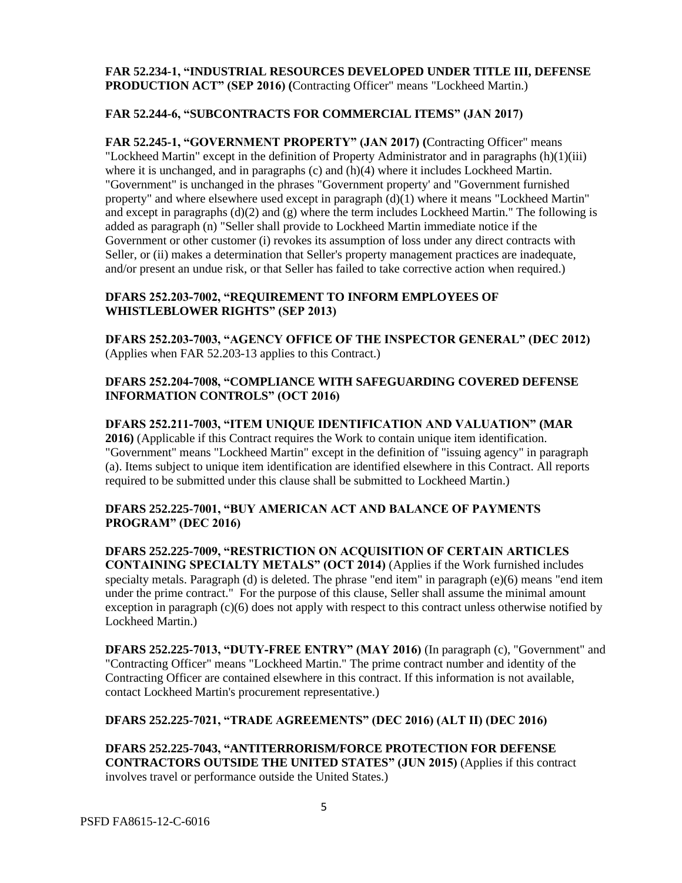**FAR 52.234-1, "INDUSTRIAL RESOURCES DEVELOPED UNDER TITLE III, DEFENSE PRODUCTION ACT" (SEP 2016) (**Contracting Officer" means "Lockheed Martin.)

**FAR 52.244-6, "SUBCONTRACTS FOR COMMERCIAL ITEMS" (JAN 2017)**

**FAR 52.245-1, "GOVERNMENT PROPERTY" (JAN 2017) (**Contracting Officer" means "Lockheed Martin" except in the definition of Property Administrator and in paragraphs (h)(1)(iii) where it is unchanged, and in paragraphs (c) and (h)(4) where it includes Lockheed Martin. "Government" is unchanged in the phrases "Government property' and "Government furnished property" and where elsewhere used except in paragraph (d)(1) where it means "Lockheed Martin" and except in paragraphs (d)(2) and (g) where the term includes Lockheed Martin." The following is added as paragraph (n) "Seller shall provide to Lockheed Martin immediate notice if the Government or other customer (i) revokes its assumption of loss under any direct contracts with Seller, or (ii) makes a determination that Seller's property management practices are inadequate, and/or present an undue risk, or that Seller has failed to take corrective action when required.)

**DFARS 252.203-7002, "REQUIREMENT TO INFORM EMPLOYEES OF WHISTLEBLOWER RIGHTS" (SEP 2013)**

**DFARS 252.203-7003, "AGENCY OFFICE OF THE INSPECTOR GENERAL" (DEC 2012)** (Applies when FAR 52.203-13 applies to this Contract.)

**DFARS 252.204-7008, "COMPLIANCE WITH SAFEGUARDING COVERED DEFENSE INFORMATION CONTROLS" (OCT 2016)**

**DFARS 252.211-7003, "ITEM UNIQUE IDENTIFICATION AND VALUATION" (MAR 2016)** (Applicable if this Contract requires the Work to contain unique item identification. "Government" means "Lockheed Martin" except in the definition of "issuing agency" in paragraph (a). Items subject to unique item identification are identified elsewhere in this Contract. All reports required to be submitted under this clause shall be submitted to Lockheed Martin.)

**DFARS 252.225-7001, "BUY AMERICAN ACT AND BALANCE OF PAYMENTS PROGRAM" (DEC 2016)**

**DFARS 252.225-7009, "RESTRICTION ON ACQUISITION OF CERTAIN ARTICLES CONTAINING SPECIALTY METALS" (OCT 2014)** (Applies if the Work furnished includes specialty metals. Paragraph (d) is deleted. The phrase "end item" in paragraph (e)(6) means "end item under the prime contract." For the purpose of this clause, Seller shall assume the minimal amount exception in paragraph (c)(6) does not apply with respect to this contract unless otherwise notified by Lockheed Martin.)

**DFARS 252.225-7013, "DUTY-FREE ENTRY" (MAY 2016)** (In paragraph (c), "Government" and "Contracting Officer" means "Lockheed Martin." The prime contract number and identity of the Contracting Officer are contained elsewhere in this contract. If this information is not available, contact Lockheed Martin's procurement representative.)

**DFARS 252.225-7021, "TRADE AGREEMENTS" (DEC 2016) (ALT II) (DEC 2016)**

**DFARS 252.225-7043, "ANTITERRORISM/FORCE PROTECTION FOR DEFENSE CONTRACTORS OUTSIDE THE UNITED STATES" (JUN 2015)** (Applies if this contract involves travel or performance outside the United States.)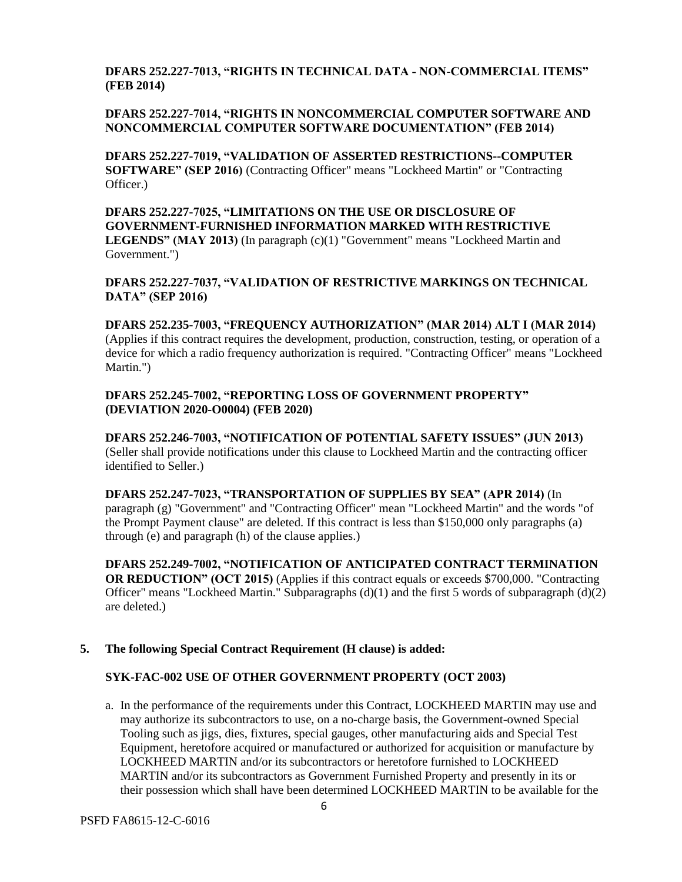**DFARS 252.227-7013, "RIGHTS IN TECHNICAL DATA - NON-COMMERCIAL ITEMS" (FEB 2014)**

**DFARS 252.227-7014, "RIGHTS IN NONCOMMERCIAL COMPUTER SOFTWARE AND NONCOMMERCIAL COMPUTER SOFTWARE DOCUMENTATION" (FEB 2014)**

**DFARS 252.227-7019, "VALIDATION OF ASSERTED RESTRICTIONS--COMPUTER SOFTWARE" (SEP 2016)** (Contracting Officer" means "Lockheed Martin" or "Contracting Officer.)

**DFARS 252.227-7025, "LIMITATIONS ON THE USE OR DISCLOSURE OF GOVERNMENT-FURNISHED INFORMATION MARKED WITH RESTRICTIVE LEGENDS" (MAY 2013)** (In paragraph (c)(1) "Government" means "Lockheed Martin and Government.")

**DFARS 252.227-7037, "VALIDATION OF RESTRICTIVE MARKINGS ON TECHNICAL DATA" (SEP 2016)**

**DFARS 252.235-7003, "FREQUENCY AUTHORIZATION" (MAR 2014) ALT I (MAR 2014)** (Applies if this contract requires the development, production, construction, testing, or operation of a device for which a radio frequency authorization is required. "Contracting Officer" means "Lockheed Martin.")

**DFARS 252.245-7002, "REPORTING LOSS OF GOVERNMENT PROPERTY" (DEVIATION 2020-O0004) (FEB 2020)**

**DFARS 252.246-7003, "NOTIFICATION OF POTENTIAL SAFETY ISSUES" (JUN 2013)** (Seller shall provide notifications under this clause to Lockheed Martin and the contracting officer identified to Seller.)

**DFARS 252.247-7023, "TRANSPORTATION OF SUPPLIES BY SEA" (APR 2014)** (In paragraph (g) "Government" and "Contracting Officer" mean "Lockheed Martin" and the words "of the Prompt Payment clause" are deleted. If this contract is less than $150,000 only paragraphs (a) through (e) and paragraph (h) of the clause applies.)

**DFARS 252.249-7002, "NOTIFICATION OF ANTICIPATED CONTRACT TERMINATION OR REDUCTION" (OCT 2015)** (Applies if this contract equals or exceeds $700,000. "Contracting Officer" means "Lockheed Martin." Subparagraphs (d)(1) and the first 5 words of subparagraph (d)(2) are deleted.)

**5. The following Special Contract Requirement (H clause) is added:**

**SYK-FAC-002 USE OF OTHER GOVERNMENT PROPERTY (OCT 2003)**

a. In the performance of the requirements under this Contract, LOCKHEED MARTIN may use and may authorize its subcontractors to use, on a no-charge basis, the Government-owned Special Tooling such as jigs, dies, fixtures, special gauges, other manufacturing aids and Special Test Equipment, heretofore acquired or manufactured or authorized for acquisition or manufacture by LOCKHEED MARTIN and/or its subcontractors or heretofore furnished to LOCKHEED MARTIN and/or its subcontractors as Government Furnished Property and presently in its or their possession which shall have been determined LOCKHEED MARTIN to be available for the

PSFD FA8615-12-C-6016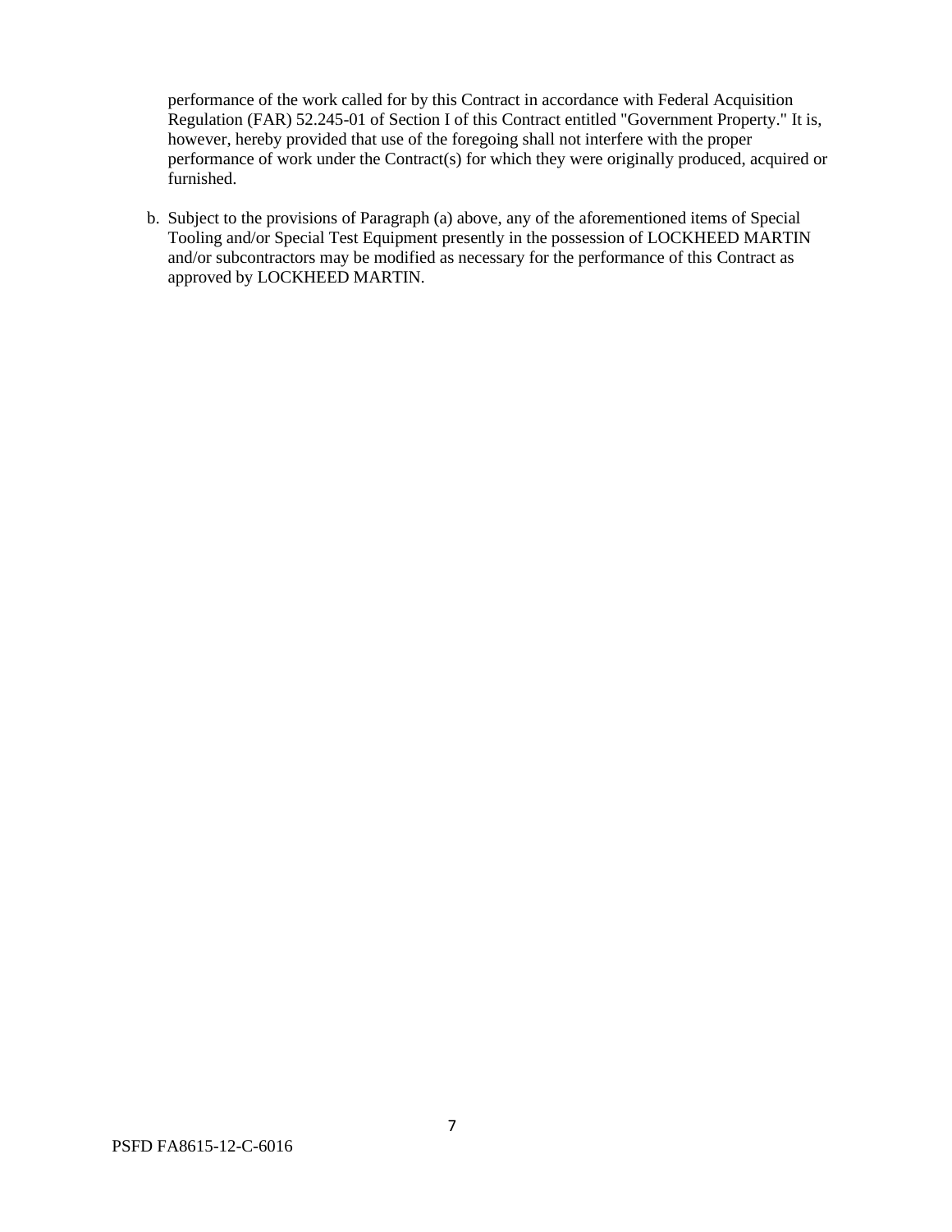performance of the work called for by this Contract in accordance with Federal Acquisition Regulation (FAR) 52.245-01 of Section I of this Contract entitled "Government Property." It is, however, hereby provided that use of the foregoing shall not interfere with the proper performance of work under the Contract(s) for which they were originally produced, acquired or furnished.

b. Subject to the provisions of Paragraph (a) above, any of the aforementioned items of Special Tooling and/or Special Test Equipment presently in the possession of LOCKHEED MARTIN and/or subcontractors may be modified as necessary for the performance of this Contract as approved by LOCKHEED MARTIN.